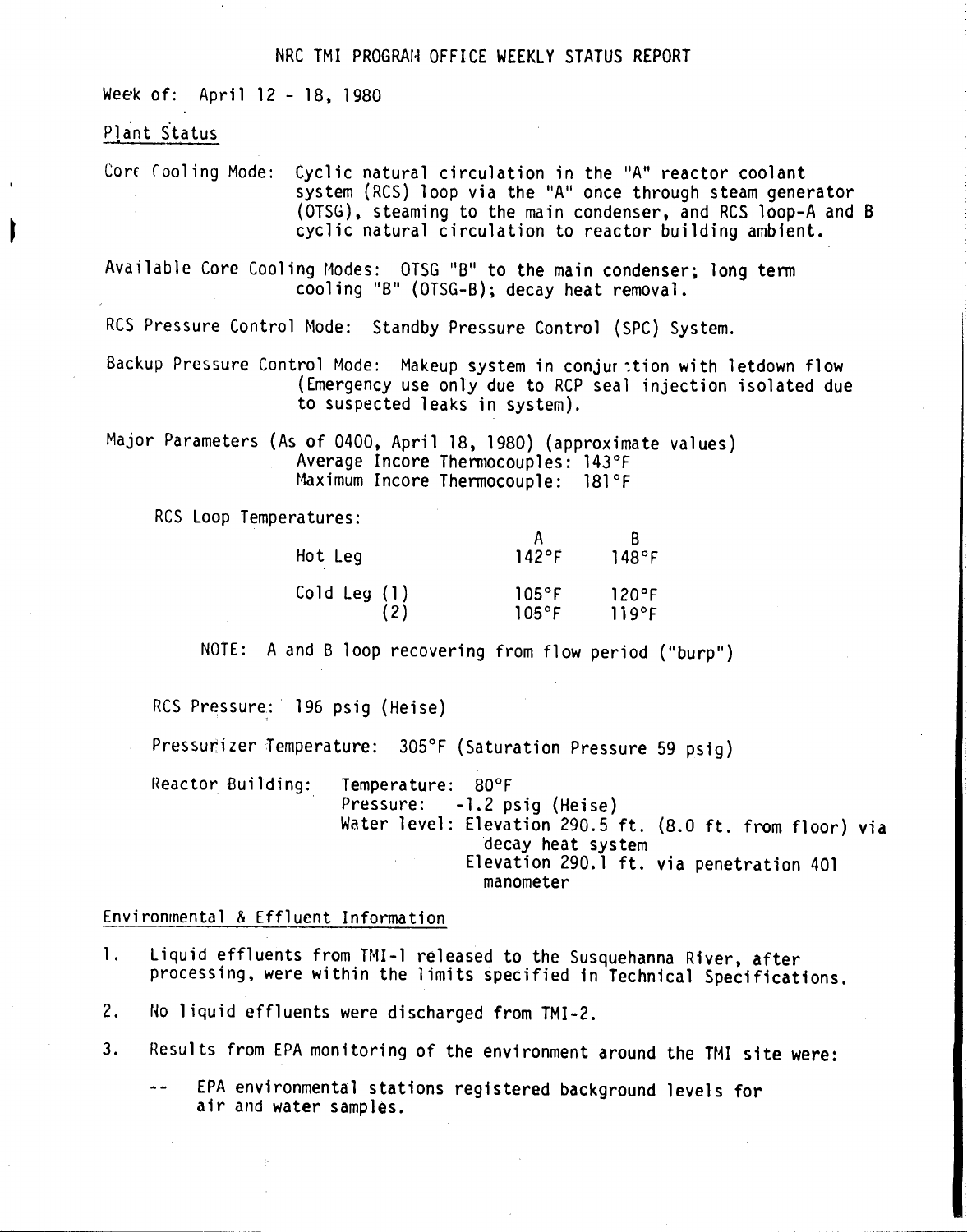# NRC TMI PROGRAM OFFICE WEEKLY STATUS REPORT

Week of: April 12 - 18, 1980

## Plant Status

Core Cooling Mode: Cyclic natural circulation in the "A" reactor coolant system (RCS) loop via the "A" once through steam generator (OTSG), steaming to the main condenser, and RCS loop-A and B cyclic natural circulation to reactor building ambient.

Available Core Cooling Modes: OTSG "B" to the main condenser; long term cooling "B" (OTSG-B); decay heat removal.

RCS Pressure Control Mode: Standby Pressure Control (SPC) System.

Backup Pressure Control Mode: Makeup system in conjunction with letdown flow (Emergency use only due to RCP seal injection isolated due to suspected leaks in system).

Major Parameters (As of 0400, April 18, 1980) (approximate values)
Average Incore Thermocouples: 143°F
Maximum Incore Thermocouple: 181°F

RCS Loop Temperatures:

| | | A | B |
|---|---|---|---|
| Hot Leg | | 142°F | 148°F |
| Cold Leg | (1) | 105°F | 120°F |
| | (2) | 105°F | 119°F |

NOTE: A and B loop recovering from flow period ("burp")

RCS Pressure: 196 psig (Heise)

Pressurizer Temperature: 305°F (Saturation Pressure 59 psig)

Reactor Building:
- Temperature: 80°F
- Pressure: -1.2 psig (Heise)
- Water level: Elevation 290.5 ft. (8.0 ft. from floor) via decay heat system
  Elevation 290.1 ft. via penetration 401 manometer

## Environmental & Effluent Information

1. Liquid effluents from TMI-1 released to the Susquehanna River, after processing, were within the limits specified in Technical Specifications.
2. No liquid effluents were discharged from TMI-2.
3. Results from EPA monitoring of the environment around the TMI site were:
   - -- EPA environmental stations registered background levels for air and water samples.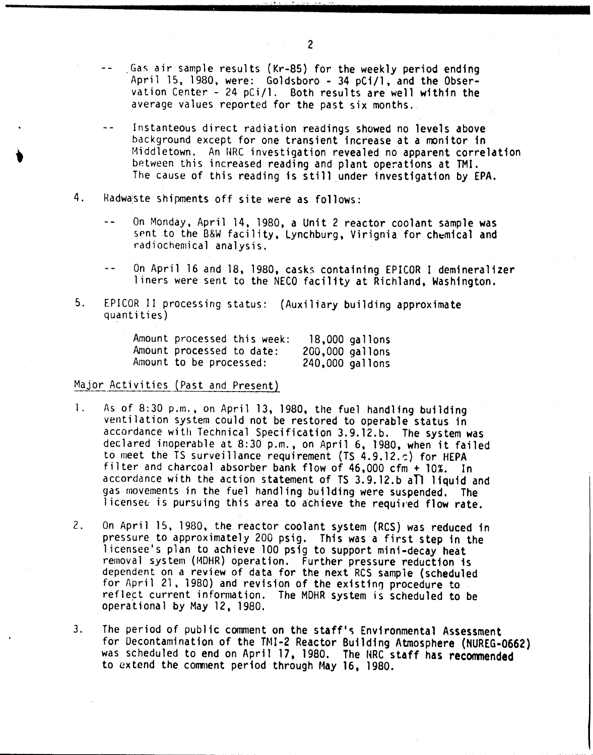-- Gas air sample results (Kr-85) for the weekly period ending April 15, 1980, were: Goldsboro - 34 pCi/l, and the Observation Center - 24 pCi/l. Both results are well within the average values reported for the past six months.

-- Instanteous direct radiation readings showed no levels above background except for one transient increase at a monitor in Middletown. An NRC investigation revealed no apparent correlation between this increased reading and plant operations at TMI. The cause of this reading is still under investigation by EPA.

4. Radwaste shipments off site were as follows:

 -- On Monday, April 14, 1980, a Unit 2 reactor coolant sample was sent to the B&W facility, Lynchburg, Virignia for chemical and radiochemical analysis.

 -- On April 16 and 18, 1980, casks containing EPICOR I demineralizer liners were sent to the NECO facility at Richland, Washington.

5. EPICOR II processing status: (Auxiliary building approximate quantities)

| | |
|---|---|
| Amount processed this week: | 18,000 gallons |
| Amount processed to date: | 200,000 gallons |
| Amount to be processed: | 240,000 gallons |

Major Activities (Past and Present)

1. As of 8:30 p.m., on April 13, 1980, the fuel handling building ventilation system could not be restored to operable status in accordance with Technical Specification 3.9.12.b. The system was declared inoperable at 8:30 p.m., on April 6, 1980, when it failed to meet the TS surveillance requirement (TS 4.9.12.c) for HEPA filter and charcoal absorber bank flow of 46,000 cfm + 10%. In accordance with the action statement of TS 3.9.12.b all liquid and gas movements in the fuel handling building were suspended. The licensee is pursuing this area to achieve the required flow rate.

2. On April 15, 1980, the reactor coolant system (RCS) was reduced in pressure to approximately 200 psig. This was a first step in the licensee's plan to achieve 100 psig to support mini-decay heat removal system (MDHR) operation. Further pressure reduction is dependent on a review of data for the next RCS sample (scheduled for April 21, 1980) and revision of the existing procedure to reflect current information. The MDHR system is scheduled to be operational by May 12, 1980.

3. The period of public comment on the staff's Environmental Assessment for Decontamination of the TMI-2 Reactor Building Atmosphere (NUREG-0662) was scheduled to end on April 17, 1980. The NRC staff has recommended to extend the comment period through May 16, 1980.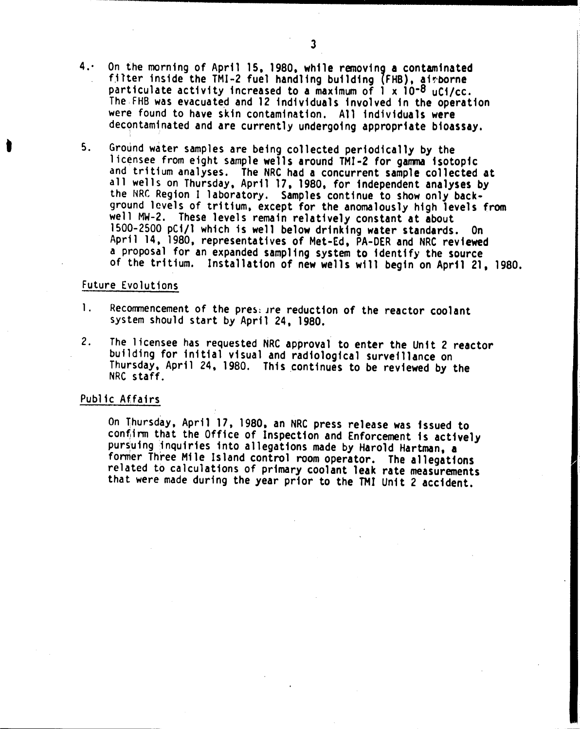4. On the morning of April 15, 1980, while removing a contaminated filter inside the TMI-2 fuel handling building (FHB), airborne particulate activity increased to a maximum of $1 \times 10^{-8}$ uCi/cc. The FHB was evacuated and 12 individuals involved in the operation were found to have skin contamination. All individuals were decontaminated and are currently undergoing appropriate bioassay.

5. Ground water samples are being collected periodically by the licensee from eight sample wells around TMI-2 for gamma isotopic and tritium analyses. The NRC had a concurrent sample collected at all wells on Thursday, April 17, 1980, for independent analyses by the NRC Region I laboratory. Samples continue to show only background levels of tritium, except for the anomalously high levels from well MW-2. These levels remain relatively constant at about 1500-2500 pCi/l which is well below drinking water standards. On April 14, 1980, representatives of Met-Ed, PA-DER and NRC reviewed a proposal for an expanded sampling system to identify the source of the tritium. Installation of new wells will begin on April 21, 1980.

## Future Evolutions

1. Recommencement of the pressure reduction of the reactor coolant system should start by April 24, 1980.

2. The licensee has requested NRC approval to enter the Unit 2 reactor building for initial visual and radiological surveillance on Thursday, April 24, 1980. This continues to be reviewed by the NRC staff.

## Public Affairs

On Thursday, April 17, 1980, an NRC press release was issued to confirm that the Office of Inspection and Enforcement is actively pursuing inquiries into allegations made by Harold Hartman, a former Three Mile Island control room operator. The allegations related to calculations of primary coolant leak rate measurements that were made during the year prior to the TMI Unit 2 accident.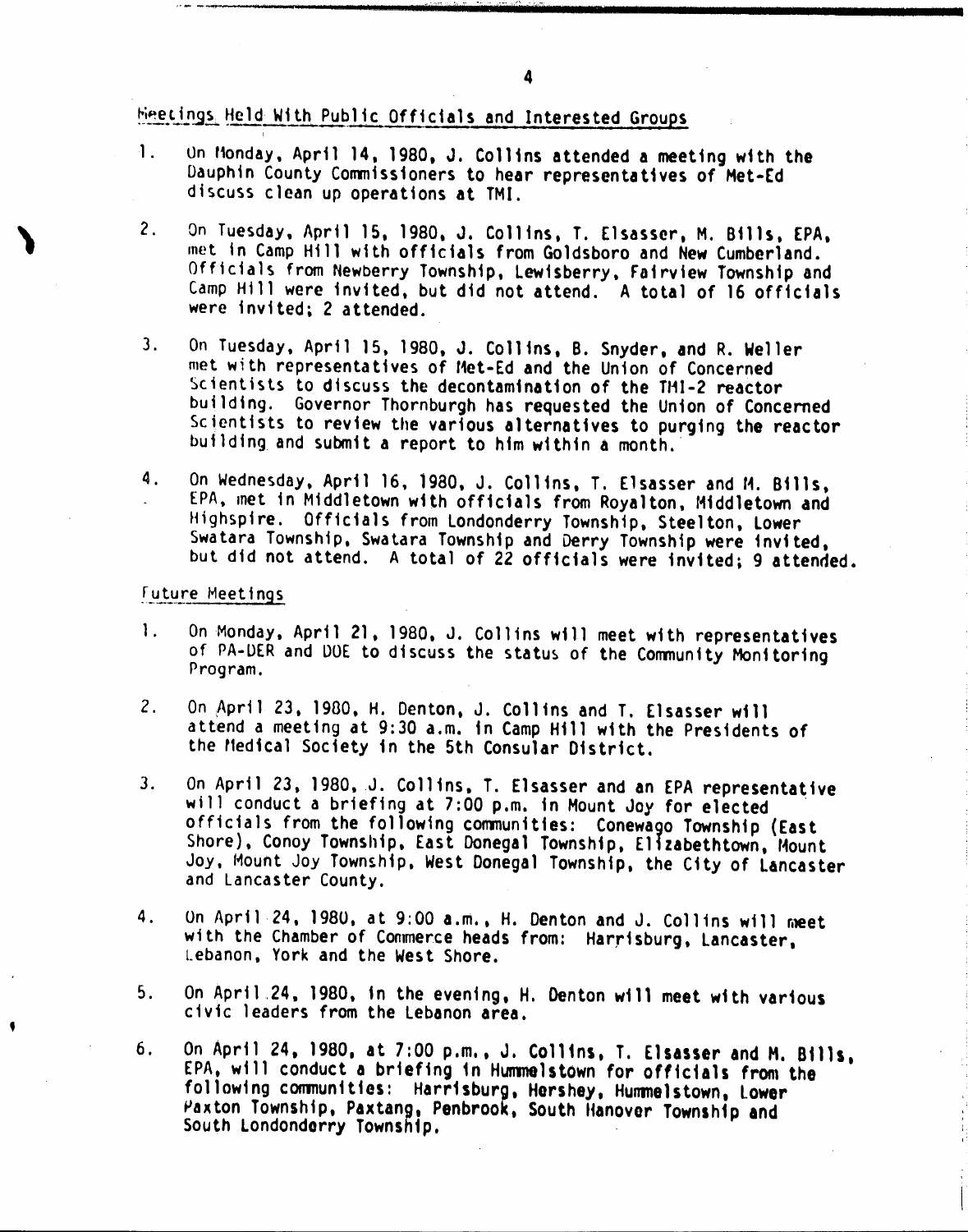## Meetings Held With Public Officials and Interested Groups

1. On Monday, April 14, 1980, J. Collins attended a meeting with the Dauphin County Commissioners to hear representatives of Met-Ed discuss clean up operations at TMI.

2. On Tuesday, April 15, 1980, J. Collins, T. Elsasser, M. Bills, EPA, met in Camp Hill with officials from Goldsboro and New Cumberland. Officials from Newberry Township, Lewisberry, Fairview Township and Camp Hill were invited, but did not attend. A total of 16 officials were invited; 2 attended.

3. On Tuesday, April 15, 1980, J. Collins, B. Snyder, and R. Weller met with representatives of Met-Ed and the Union of Concerned Scientists to discuss the decontamination of the TMI-2 reactor building. Governor Thornburgh has requested the Union of Concerned Scientists to review the various alternatives to purging the reactor building and submit a report to him within a month.

4. On Wednesday, April 16, 1980, J. Collins, T. Elsasser and M. Bills, EPA, met in Middletown with officials from Royalton, Middletown and Highspire. Officials from Londonderry Township, Steelton, Lower Swatara Township, Swatara Township and Derry Township were invited, but did not attend. A total of 22 officials were invited; 9 attended.

## Future Meetings

1. On Monday, April 21, 1980, J. Collins will meet with representatives of PA-DER and DOE to discuss the status of the Community Monitoring Program.

2. On April 23, 1980, H. Denton, J. Collins and T. Elsasser will attend a meeting at 9:30 a.m. in Camp Hill with the Presidents of the Medical Society in the 5th Consular District.

3. On April 23, 1980, J. Collins, T. Elsasser and an EPA representative will conduct a briefing at 7:00 p.m. in Mount Joy for elected officials from the following communities: Conewago Township (East Shore), Conoy Township, East Donegal Township, Elizabethtown, Mount Joy, Mount Joy Township, West Donegal Township, the City of Lancaster and Lancaster County.

4. On April 24, 1980, at 9:00 a.m., H. Denton and J. Collins will meet with the Chamber of Commerce heads from: Harrisburg, Lancaster, Lebanon, York and the West Shore.

5. On April 24, 1980, in the evening, H. Denton will meet with various civic leaders from the Lebanon area.

6. On April 24, 1980, at 7:00 p.m., J. Collins, T. Elsasser and M. Bills, EPA, will conduct a briefing in Hummelstown for officials from the following communities: Harrisburg, Hershey, Hummelstown, Lower Paxton Township, Paxtang, Penbrook, South Hanover Township and South Londonderry Township.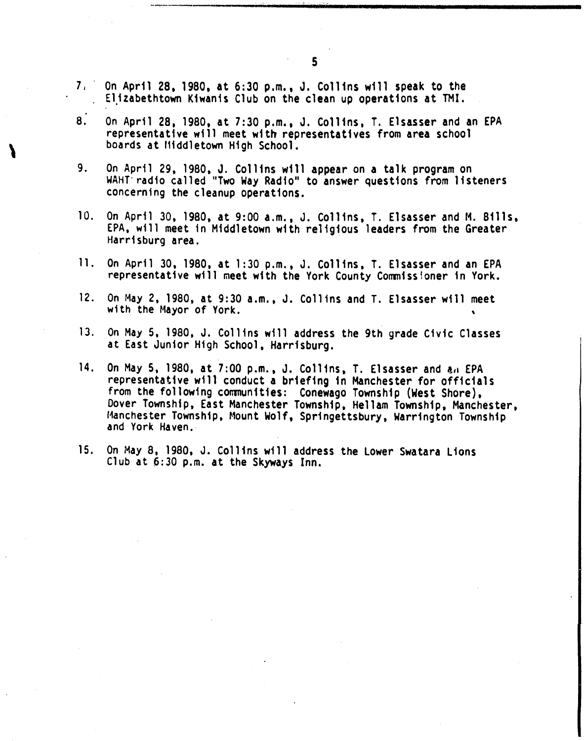7. On April 28, 1980, at 6:30 p.m., J. Collins will speak to the Elizabethtown Kiwanis Club on the clean up operations at TMI.

8. On April 28, 1980, at 7:30 p.m., J. Collins, T. Elsasser and an EPA representative will meet with representatives from area school boards at Middletown High School.

9. On April 29, 1980, J. Collins will appear on a talk program on WAHT radio called "Two Way Radio" to answer questions from listeners concerning the cleanup operations.

10. On April 30, 1980, at 9:00 a.m., J. Collins, T. Elsasser and M. Bills, EPA, will meet in Middletown with religious leaders from the Greater Harrisburg area.

11. On April 30, 1980, at 1:30 p.m., J. Collins, T. Elsasser and an EPA representative will meet with the York County Commissioner in York.

12. On May 2, 1980, at 9:30 a.m., J. Collins and T. Elsasser will meet with the Mayor of York.

13. On May 5, 1980, J. Collins will address the 9th grade Civic Classes at East Junior High School, Harrisburg.

14. On May 5, 1980, at 7:00 p.m., J. Collins, T. Elsasser and an EPA representative will conduct a briefing in Manchester for officials from the following communities: Conewago Township (West Shore), Dover Township, East Manchester Township, Hellam Township, Manchester, Manchester Township, Mount Wolf, Springettsbury, Warrington Township and York Haven.

15. On May 8, 1980, J. Collins will address the Lower Swatara Lions Club at 6:30 p.m. at the Skyways Inn.